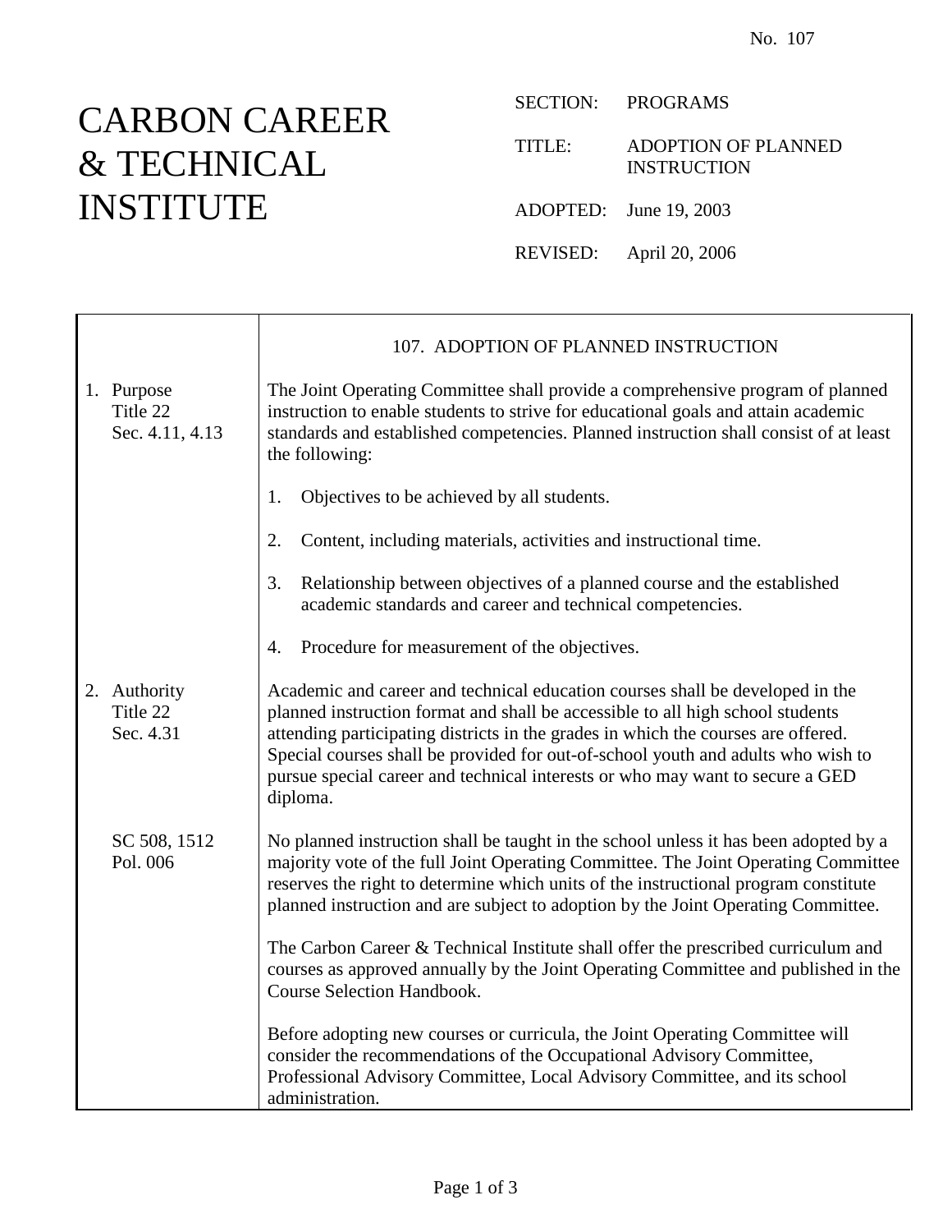No. 107

# CARBON CAREER & TECHNICAL INSTITUTE

SECTION: PROGRAMS

TITLE: ADOPTION OF PLANNED INSTRUCTION

ADOPTED: June 19, 2003

REVISED: April 20, 2006

## 107. ADOPTION OF PLANNED INSTRUCTION

**1. Purpose**
Title 22
Sec. 4.11, 4.13

The Joint Operating Committee shall provide a comprehensive program of planned instruction to enable students to strive for educational goals and attain academic standards and established competencies. Planned instruction shall consist of at least the following:

1. Objectives to be achieved by all students.
2. Content, including materials, activities and instructional time.
3. Relationship between objectives of a planned course and the established academic standards and career and technical competencies.
4. Procedure for measurement of the objectives.

**2. Authority**
Title 22
Sec. 4.31

Academic and career and technical education courses shall be developed in the planned instruction format and shall be accessible to all high school students attending participating districts in the grades in which the courses are offered. Special courses shall be provided for out-of-school youth and adults who wish to pursue special career and technical interests or who may want to secure a GED diploma.

SC 508, 1512
Pol. 006

No planned instruction shall be taught in the school unless it has been adopted by a majority vote of the full Joint Operating Committee. The Joint Operating Committee reserves the right to determine which units of the instructional program constitute planned instruction and are subject to adoption by the Joint Operating Committee.

The Carbon Career & Technical Institute shall offer the prescribed curriculum and courses as approved annually by the Joint Operating Committee and published in the Course Selection Handbook.

Before adopting new courses or curricula, the Joint Operating Committee will consider the recommendations of the Occupational Advisory Committee, Professional Advisory Committee, Local Advisory Committee, and its school administration.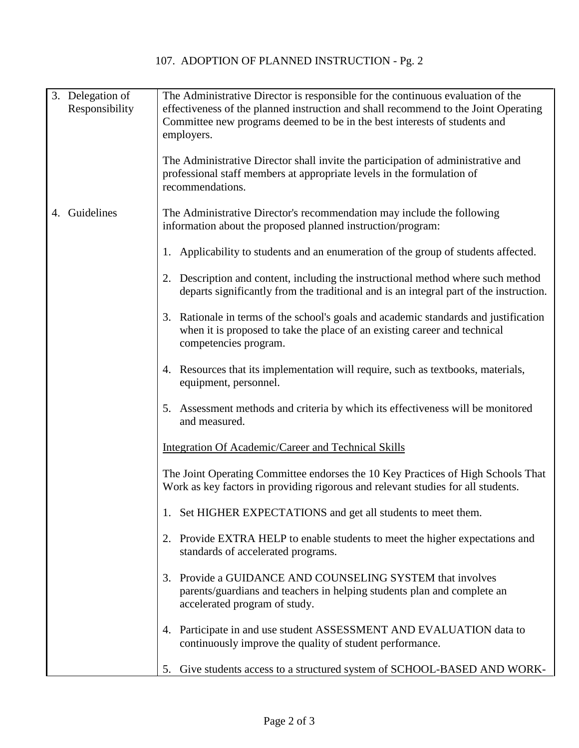107. ADOPTION OF PLANNED INSTRUCTION - Pg. 2

**3. Delegation of Responsibility**

The Administrative Director is responsible for the continuous evaluation of the effectiveness of the planned instruction and shall recommend to the Joint Operating Committee new programs deemed to be in the best interests of students and employers.

The Administrative Director shall invite the participation of administrative and professional staff members at appropriate levels in the formulation of recommendations.

**4. Guidelines**

The Administrative Director's recommendation may include the following information about the proposed planned instruction/program:

1. Applicability to students and an enumeration of the group of students affected.

2. Description and content, including the instructional method where such method departs significantly from the traditional and is an integral part of the instruction.

3. Rationale in terms of the school's goals and academic standards and justification when it is proposed to take the place of an existing career and technical competencies program.

4. Resources that its implementation will require, such as textbooks, materials, equipment, personnel.

5. Assessment methods and criteria by which its effectiveness will be monitored and measured.

Integration Of Academic/Career and Technical Skills

The Joint Operating Committee endorses the 10 Key Practices of High Schools That Work as key factors in providing rigorous and relevant studies for all students.

1. Set HIGHER EXPECTATIONS and get all students to meet them.

2. Provide EXTRA HELP to enable students to meet the higher expectations and standards of accelerated programs.

3. Provide a GUIDANCE AND COUNSELING SYSTEM that involves parents/guardians and teachers in helping students plan and complete an accelerated program of study.

4. Participate in and use student ASSESSMENT AND EVALUATION data to continuously improve the quality of student performance.

5. Give students access to a structured system of SCHOOL-BASED AND WORK-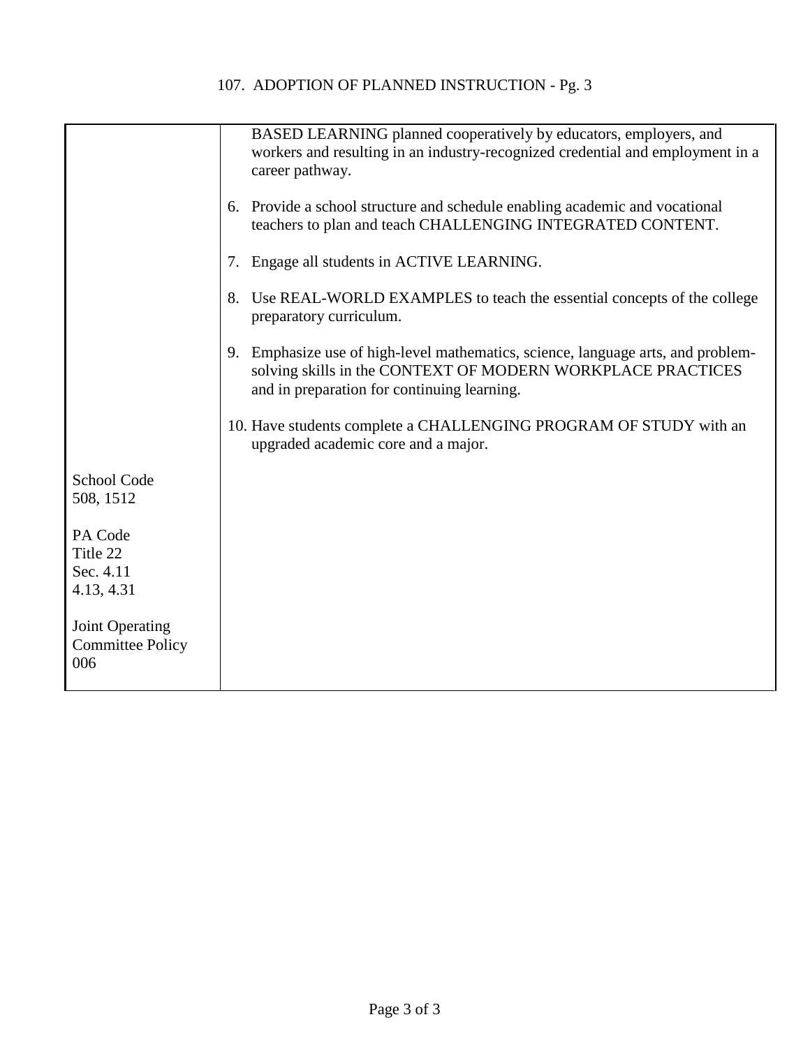BASED LEARNING planned cooperatively by educators, employers, and workers and resulting in an industry-recognized credential and employment in a career pathway.

6. Provide a school structure and schedule enabling academic and vocational teachers to plan and teach CHALLENGING INTEGRATED CONTENT.

7. Engage all students in ACTIVE LEARNING.

8. Use REAL-WORLD EXAMPLES to teach the essential concepts of the college preparatory curriculum.

9. Emphasize use of high-level mathematics, science, language arts, and problem-solving skills in the CONTEXT OF MODERN WORKPLACE PRACTICES and in preparation for continuing learning.

10. Have students complete a CHALLENGING PROGRAM OF STUDY with an upgraded academic core and a major.

School Code
508, 1512

PA Code
Title 22
Sec. 4.11
4.13, 4.31

Joint Operating
Committee Policy
006